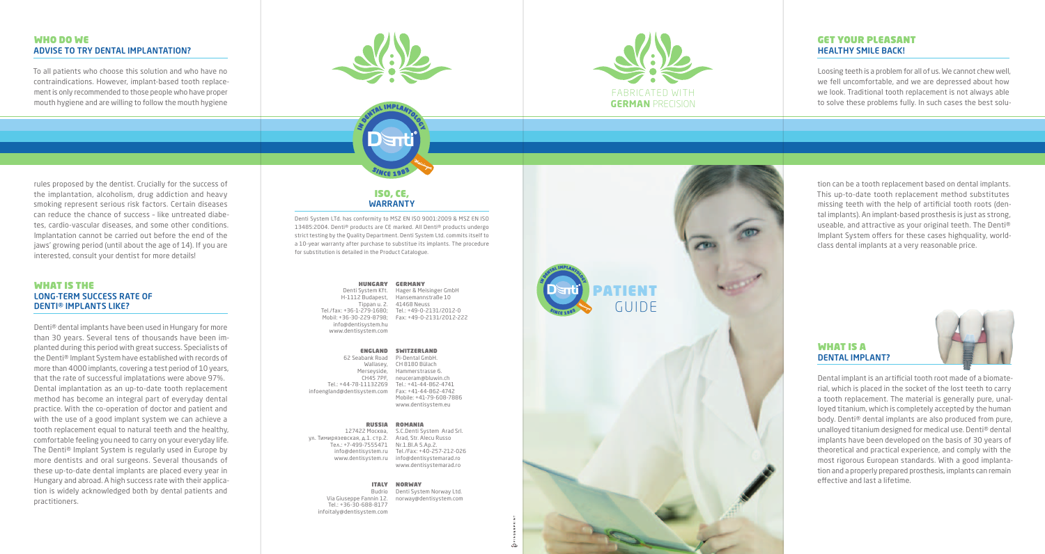## WHO DO WE ADVISE TO TRY DENTAL IMPLANTATION?

To all patients who choose this solution and who have no contraindications. However, implant-based tooth replacement is only recommended to those people who have proper mouth hygiene and are willing to follow the mouth hygiene rules proposed by the dentist. Crucially for the success of the implantation, alcoholism, drug addiction and heavy smoking represent serious risk factors. Certain diseases can reduce the chance of success – like untreated diabetes, cardio-vascular diseases, and some other conditions. Implantation cannot be carried out before the end of the jaws' growing period (until about the age of 14). If you are interested, consult your dentist for more details!

## WHAT IS THE LONG-TERM SUCCESS RATE OF DENTI® IMPLANTS LIKE?

Denti® dental implants have been used in Hungary for more than 30 years. Several tens of thousands have been implanted during this period with great success. Specialists of the Denti® Implant System have established with records of more than 4000 implants, covering a test period of 10 years, that the rate of successful implatations were above 97%. Dental implantation as an up-to-date tooth replacement method has become an integral part of everyday dental practice. With the co-operation of doctor and patient and with the use of a good implant system we can achieve a tooth replacement equal to natural teeth and the healthy, comfortable feeling you need to carry on your everyday life. The Denti® Implant System is regularly used in Europe by more dentists and oral surgeons. Several thousands of these up-to-date dental implants are placed every year in Hungary and abroad. A high success rate with their application is widely acknowledged both by dental patients and practitioners.

IN DENTAL IMPLANTOLOGY
Denti®
SINCE 1983

## ISO, CE, WARRANTY

Denti System LTd. has conformity to MSZ EN ISO 9001:2009 & MSZ EN ISO 13485:2004. Denti® products are CE marked. All Denti® products undergo strict testing by the Quality Department. Denti System Ltd. commits itself to a 10-year warranty after purchase to substitue its implants. The procedure for substitution is detailed in the Product Catalogue.

**HUNGARY**
Denti System Kft.
H-1112 Budapest,
Tippan u. 2.
Tel./fax: +36-1-279-1680;
Mobil: +36-30-229-8798;
info@dentisystem.hu
www.dentisystem.com

**GERMANY**
Hager & Meisinger GmbH
Hansemannstraße 10
41468 Neuss
Tel.: +49-0-2131/2012-0
Fax: +49-0-2131/2012-222

**ENGLAND**
62 Seabank Road
Wallasey,
Merseyside,
CH45 7PF,
Tel.: +44-78-11132269
infoengland@dentisystem.com

**SWITZERLAND**
Pi-Dental GmbH.
CH 8180 Bülach
Hammerstrasse 6.
neuceram@bluwin.ch
Tel.: +41-44-862-4741
Fax: +41-44-862-4742
Mobile: +41-79-608-7886
www.dentisystem.eu

**RUSSIA**
127422 Москва,
ул. Тимирязевская, д.1. стр.2.
Тел.: +7-499-7555471
info@dentisystem.ru
www.dentisystem.ru

**ROMANIA**
S.C.Denti System Arad Srl.
Arad, Str. Alecu Russo
Nr.1.Bl.A 5.Ap.2.
Tel./Fax: +40-257-212-026
info@dentisystemarad.ro
www.dentisystemarad.ro

**ITALY**
Budrio
Via Giuseppe Fannin 12.
Tel.: +36-30-688-8177
infoitaly@dentisystem.com

**NORWAY**
Denti System Norway Ltd.
norway@dentisystem.com

FABRICATED WITH **GERMAN** PRECISION

# PATIENT GUIDE

## GET YOUR PLEASANT HEALTHY SMILE BACK!

Loosing teeth is a problem for all of us. We cannot chew well, we fell uncomfortable, and we are depressed about how we look. Traditional tooth replacement is not always able to solve these problems fully. In such cases the best solution can be a tooth replacement based on dental implants. This up-to-date tooth replacement method substitutes missing teeth with the help of artificial tooth roots (dental implants). An implant-based prosthesis is just as strong, useable, and attractive as your original teeth. The Denti® Implant System offers for these cases highquality, worldclass dental implants at a very reasonable price.

## WHAT IS A DENTAL IMPLANT?

Dental implant is an artificial tooth root made of a biomaterial, which is placed in the socket of the lost teeth to carry a tooth replacement. The material is generally pure, unalloyed titanium, which is completely accepted by the human body. Denti® dental implants are also produced from pure, unalloyed titanium designed for medical use. Denti® dental implants have been developed on the basis of 30 years of theoretical and practical experience, and comply with the most rigorous European standards. With a good implantation and a properly prepared prosthesis, implants can remain effective and last a lifetime.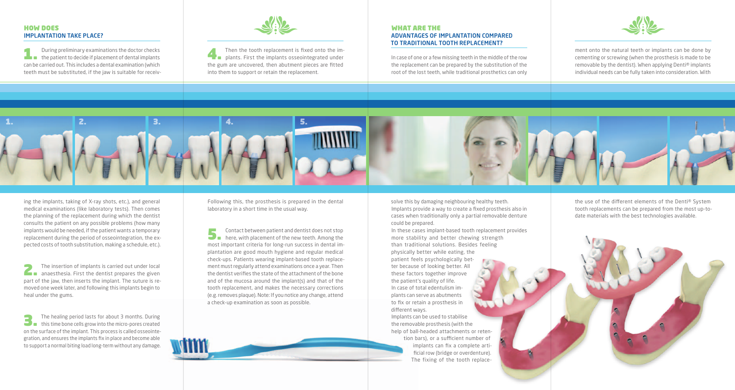## HOW DOES IMPLANTATION TAKE PLACE?

**1.** During preliminary examinations the doctor checks the patient to decide if placement of dental implants can be carried out. This includes a dental examination (which teeth must be substituted, if the jaw is suitable for receiving the implants, taking of X-ray shots, etc.), and general medical examinations (like laboratory tests). Then comes the planning of the replacement during which the dentist consults the patient on any possible problems (how many implants would be needed, if the patient wants a temporary replacement during the period of osseointegration, the expected costs of tooth substitution, making a schedule, etc.).

**2.** The insertion of implants is carried out under local anaesthesia. First the dentist prepares the given part of the jaw, then inserts the implant. The suture is removed one week later, and following this implants begin to heal under the gums.

**3.** The healing period lasts for about 3 months. During this time bone cells grow into the micro-pores created on the surface of the implant. This process is called osseointegration, and ensures the implants fix in place and become able to support a normal biting load long-term without any damage.

**4.** Then the tooth replacement is fixed onto the implants. First the implants osseointegrated under the gum are uncovered, then abutment pieces are fitted into them to support or retain the replacement.

Following this, the prosthesis is prepared in the dental laboratory in a short time in the usual way.

**5.** Contact between patient and dentist does not stop here, with placement of the new teeth. Among the most important criteria for long-run success in dental implantation are good mouth hygiene and regular medical check-ups. Patients wearing implant-based tooth replacement must regularly attend examinations once a year. Then the dentist verifies the state of the attachment of the bone and of the mucosa around the implant(s) and that of the tooth replacement, and makes the necessary corrections (e.g. removes plaque). Note: If you notice any change, attend a check-up examination as soon as possible.

## WHAT ARE THE ADVANTAGES OF IMPLANTATION COMPARED TO TRADITIONAL TOOTH REPLACEMENT?

In case of one or a few missing teeth in the middle of the row the replacement can be prepared by the substitution of the root of the lost teeth, while traditional prosthetics can only solve this by damaging neighbouring healthy teeth.
Implants provide a way to create a fixed prosthesis also in cases when traditionally only a partial removable denture could be prepared.
In these cases implant-based tooth replacement provides more stability and better chewing strength than traditional solutions. Besides feeling physically better while eating, the patient feels psychologically better because of looking better. All these factors together improve the patient's quality of life.
In case of total edentulism implants can serve as abutments to fix or retain a prosthesis in different ways.
Implants can be used to stabilise the removable prosthesis (with the help of ball-headed attachments or retention bars), or a sufficient number of implants can fix a complete artificial row (bridge or overdenture). The fixing of the tooth replacement onto the natural teeth or implants can be done by cementing or screwing (when the prosthesis is made to be removable by the dentist). When applying Denti® implants individual needs can be fully taken into consideration. With the use of the different elements of the Denti® System tooth replacements can be prepared from the most up-to-date materials with the best technologies available.

1. 2. 3. 4. 5.